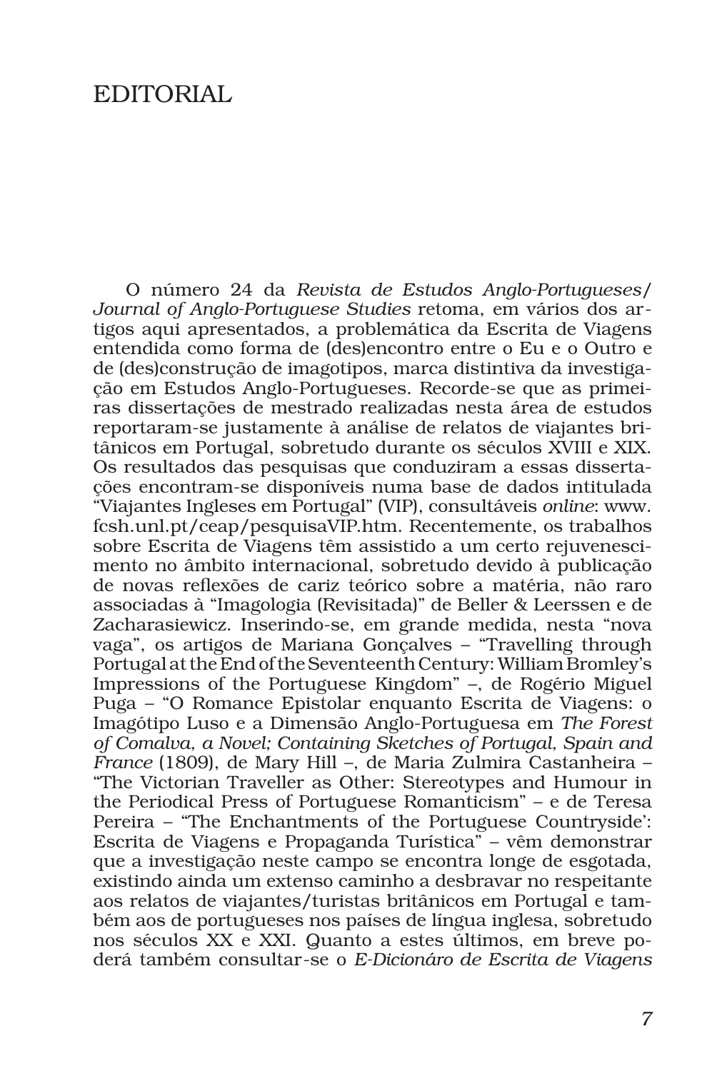# EDITORIAL

O número 24 da *Revista de Estudos Anglo-Portugueses/ Journal of Anglo-Portuguese Studies* retoma, em vários dos artigos aqui apresentados, a problemática da Escrita de Viagens entendida como forma de (des)encontro entre o Eu e o Outro e de (des)construção de imagotipos, marca distintiva da investigação em Estudos Anglo-Portugueses. Recorde-se que as primeiras dissertações de mestrado realizadas nesta área de estudos reportaram-se justamente à análise de relatos de viajantes britânicos em Portugal, sobretudo durante os séculos XVIII e XIX. Os resultados das pesquisas que conduziram a essas dissertações encontram-se disponíveis numa base de dados intitulada "Viajantes Ingleses em Portugal" (VIP), consultáveis *online*: www.fcsh.unl.pt/ceap/pesquisaVIP.htm. Recentemente, os trabalhos sobre Escrita de Viagens têm assistido a um certo rejuvenescimento no âmbito internacional, sobretudo devido à publicação de novas reflexões de cariz teórico sobre a matéria, não raro associadas à "Imagologia (Revisitada)" de Beller & Leerssen e de Zacharasiewicz. Inserindo-se, em grande medida, nesta "nova vaga", os artigos de Mariana Gonçalves – "Travelling through Portugal at the End of the Seventeenth Century: William Bromley's Impressions of the Portuguese Kingdom" –, de Rogério Miguel Puga – "O Romance Epistolar enquanto Escrita de Viagens: o Imagótipo Luso e a Dimensão Anglo-Portuguesa em *The Forest of Comalva, a Novel; Containing Sketches of Portugal, Spain and France* (1809), de Mary Hill –, de Maria Zulmira Castanheira – "The Victorian Traveller as Other: Stereotypes and Humour in the Periodical Press of Portuguese Romanticism" – e de Teresa Pereira – "The Enchantments of the Portuguese Countryside': Escrita de Viagens e Propaganda Turística" – vêm demonstrar que a investigação neste campo se encontra longe de esgotada, existindo ainda um extenso caminho a desbravar no respeitante aos relatos de viajantes/turistas britânicos em Portugal e também aos de portugueses nos países de língua inglesa, sobretudo nos séculos XX e XXI. Quanto a estes últimos, em breve poderá também consultar-se o *E-Dicionáro de Escrita de Viagens*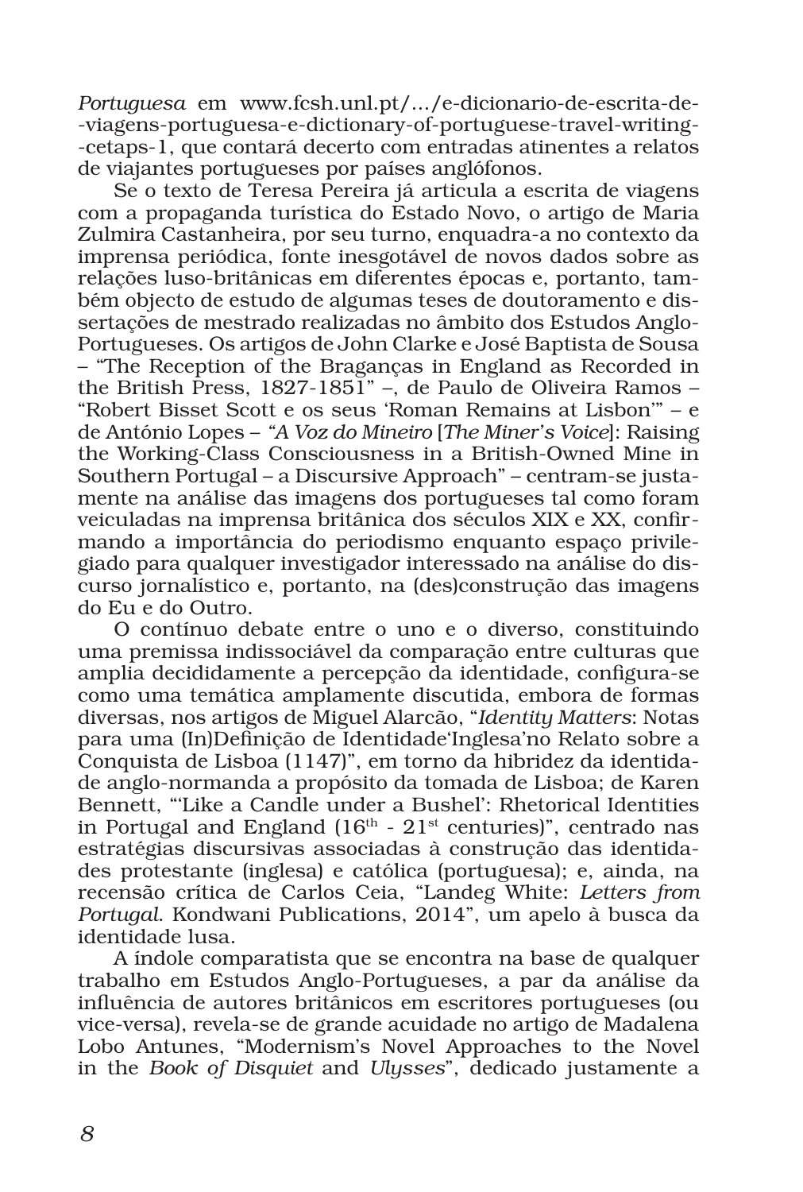*Portuguesa* em www.fcsh.unl.pt/.../e-dicionario-de-escrita-de--viagens-portuguesa-e-dictionary-of-portuguese-travel-writing--cetaps-1, que contará decerto com entradas atinentes a relatos de viajantes portugueses por países anglófonos.

Se o texto de Teresa Pereira já articula a escrita de viagens com a propaganda turística do Estado Novo, o artigo de Maria Zulmira Castanheira, por seu turno, enquadra-a no contexto da imprensa periódica, fonte inesgotável de novos dados sobre as relações luso-britânicas em diferentes épocas e, portanto, também objecto de estudo de algumas teses de doutoramento e dissertações de mestrado realizadas no âmbito dos Estudos Anglo-Portugueses. Os artigos de John Clarke e José Baptista de Sousa – "The Reception of the Braganças in England as Recorded in the British Press, 1827-1851" –, de Paulo de Oliveira Ramos – "Robert Bisset Scott e os seus 'Roman Remains at Lisbon'" – e de António Lopes – "*A Voz do Mineiro* [*The Miner's Voice*]: Raising the Working-Class Consciousness in a British-Owned Mine in Southern Portugal – a Discursive Approach" – centram-se justamente na análise das imagens dos portugueses tal como foram veiculadas na imprensa britânica dos séculos XIX e XX, confirmando a importância do periodismo enquanto espaço privilegiado para qualquer investigador interessado na análise do discurso jornalístico e, portanto, na (des)construção das imagens do Eu e do Outro.

O contínuo debate entre o uno e o diverso, constituindo uma premissa indissociável da comparação entre culturas que amplia decididamente a percepção da identidade, configura-se como uma temática amplamente discutida, embora de formas diversas, nos artigos de Miguel Alarcão, "*Identity Matters*: Notas para uma (In)Definição de Identidade'Inglesa'no Relato sobre a Conquista de Lisboa (1147)", em torno da hibridez da identidade anglo-normanda a propósito da tomada de Lisboa; de Karen Bennett, "'Like a Candle under a Bushel': Rhetorical Identities in Portugal and England (16th - 21st centuries)", centrado nas estratégias discursivas associadas à construção das identidades protestante (inglesa) e católica (portuguesa); e, ainda, na recensão crítica de Carlos Ceia, "Landeg White: *Letters from Portugal*. Kondwani Publications, 2014", um apelo à busca da identidade lusa.

A índole comparatista que se encontra na base de qualquer trabalho em Estudos Anglo-Portugueses, a par da análise da influência de autores britânicos em escritores portugueses (ou vice-versa), revela-se de grande acuidade no artigo de Madalena Lobo Antunes, "Modernism's Novel Approaches to the Novel in the *Book of Disquiet* and *Ulysses*", dedicado justamente a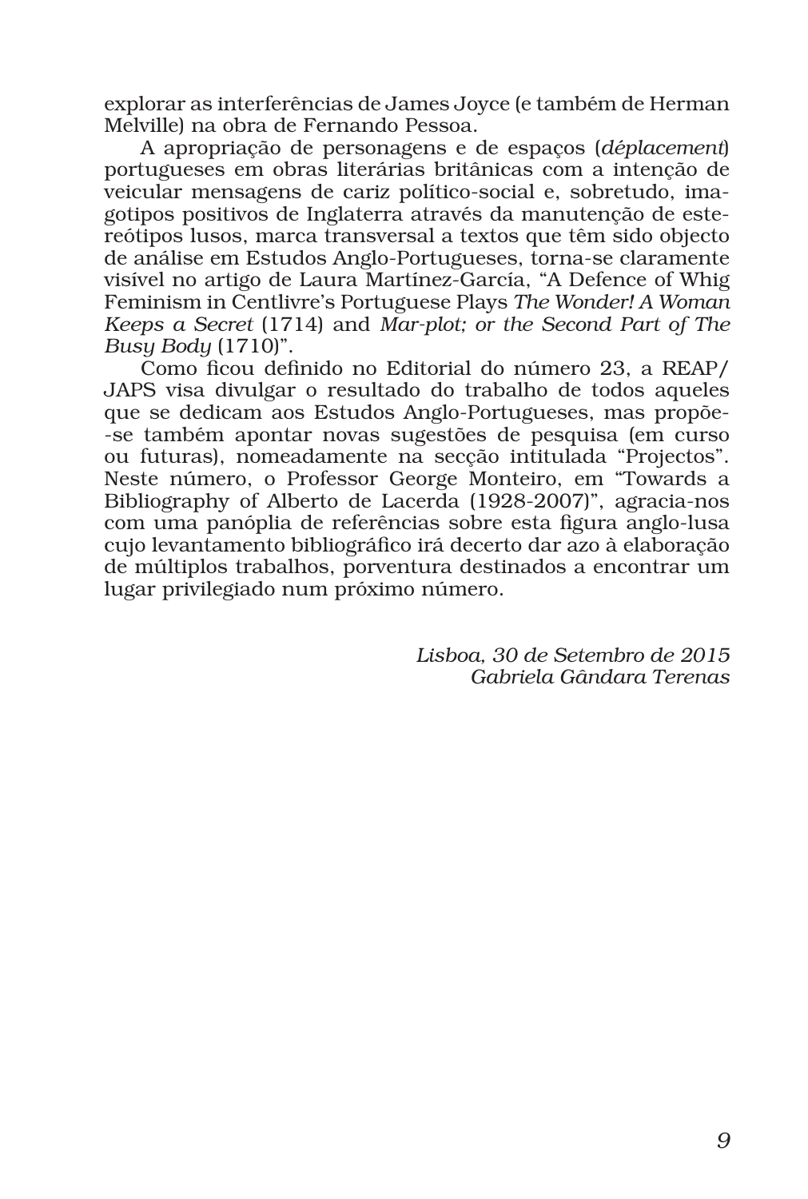explorar as interferências de James Joyce (e também de Herman Melville) na obra de Fernando Pessoa.

A apropriação de personagens e de espaços (*déplacement*) portugueses em obras literárias britânicas com a intenção de veicular mensagens de cariz político-social e, sobretudo, imagotipos positivos de Inglaterra através da manutenção de estereótipos lusos, marca transversal a textos que têm sido objecto de análise em Estudos Anglo-Portugueses, torna-se claramente visível no artigo de Laura Martínez-García, "A Defence of Whig Feminism in Centlivre's Portuguese Plays *The Wonder! A Woman Keeps a Secret* (1714) and *Mar-plot; or the Second Part of The Busy Body* (1710)".

Como ficou definido no Editorial do número 23, a REAP/JAPS visa divulgar o resultado do trabalho de todos aqueles que se dedicam aos Estudos Anglo-Portugueses, mas propõe-se também apontar novas sugestões de pesquisa (em curso ou futuras), nomeadamente na secção intitulada "Projectos". Neste número, o Professor George Monteiro, em "Towards a Bibliography of Alberto de Lacerda (1928-2007)", agracia-nos com uma panóplia de referências sobre esta figura anglo-lusa cujo levantamento bibliográfico irá decerto dar azo à elaboração de múltiplos trabalhos, porventura destinados a encontrar um lugar privilegiado num próximo número.

*Lisboa, 30 de Setembro de 2015*
*Gabriela Gândara Terenas*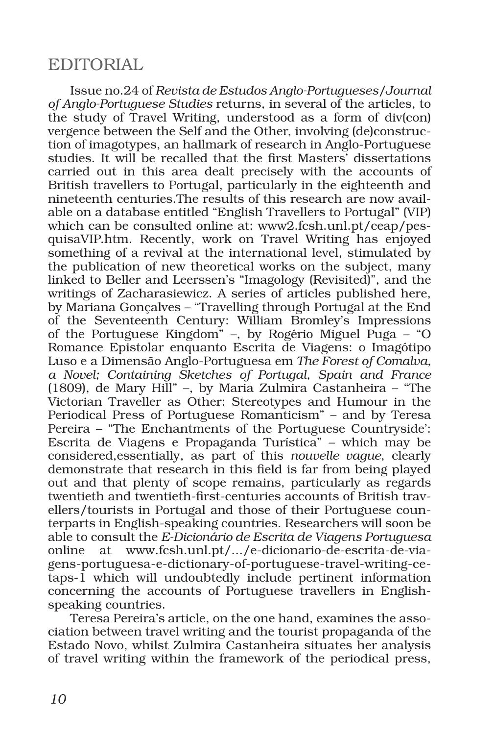# EDITORIAL

Issue no.24 of *Revista de Estudos Anglo-Portugueses/Journal of Anglo-Portuguese Studies* returns, in several of the articles, to the study of Travel Writing, understood as a form of div(con) vergence between the Self and the Other, involving (de)construction of imagotypes, an hallmark of research in Anglo-Portuguese studies. It will be recalled that the first Masters' dissertations carried out in this area dealt precisely with the accounts of British travellers to Portugal, particularly in the eighteenth and nineteenth centuries.The results of this research are now available on a database entitled "English Travellers to Portugal" (VIP) which can be consulted online at: www2.fcsh.unl.pt/ceap/pesquisaVIP.htm. Recently, work on Travel Writing has enjoyed something of a revival at the international level, stimulated by the publication of new theoretical works on the subject, many linked to Beller and Leerssen's "Imagology (Revisited)", and the writings of Zacharasiewicz. A series of articles published here, by Mariana Gonçalves – "Travelling through Portugal at the End of the Seventeenth Century: William Bromley's Impressions of the Portuguese Kingdom" –, by Rogério Miguel Puga – "O Romance Epistolar enquanto Escrita de Viagens: o Imagótipo Luso e a Dimensão Anglo-Portuguesa em *The Forest of Comalva, a Novel; Containing Sketches of Portugal, Spain and France* (1809), de Mary Hill" –, by Maria Zulmira Castanheira – "The Victorian Traveller as Other: Stereotypes and Humour in the Periodical Press of Portuguese Romanticism" – and by Teresa Pereira – "The Enchantments of the Portuguese Countryside': Escrita de Viagens e Propaganda Turística" – which may be considered,essentially, as part of this *nouvelle vague*, clearly demonstrate that research in this field is far from being played out and that plenty of scope remains, particularly as regards twentieth and twentieth-first-centuries accounts of British travellers/tourists in Portugal and those of their Portuguese counterparts in English-speaking countries. Researchers will soon be able to consult the *E-Dicionário de Escrita de Viagens Portuguesa* online at www.fcsh.unl.pt/.../e-dicionario-de-escrita-de-viagens-portuguesa-e-dictionary-of-portuguese-travel-writing-cetaps-1 which will undoubtedly include pertinent information concerning the accounts of Portuguese travellers in English-speaking countries.

Teresa Pereira's article, on the one hand, examines the association between travel writing and the tourist propaganda of the Estado Novo, whilst Zulmira Castanheira situates her analysis of travel writing within the framework of the periodical press,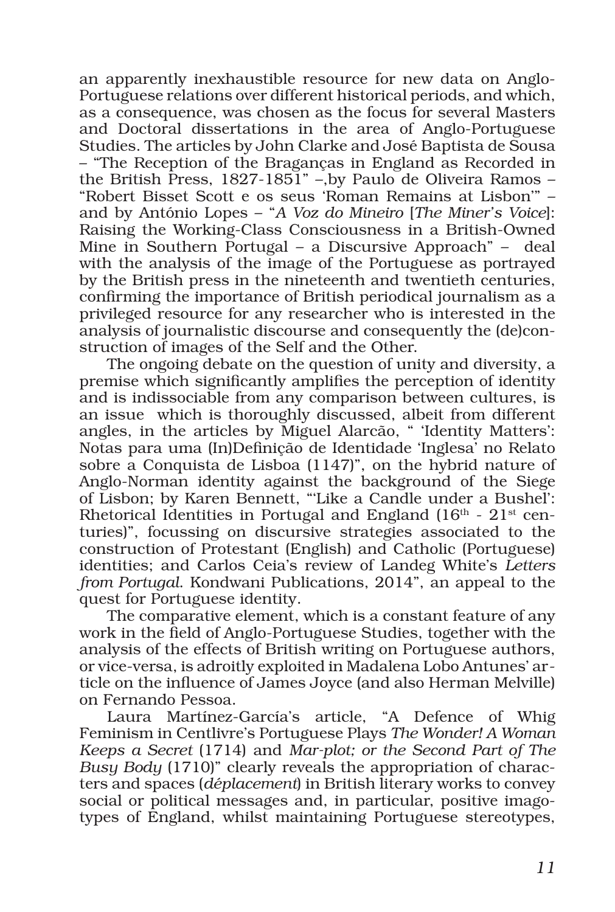an apparently inexhaustible resource for new data on Anglo-Portuguese relations over different historical periods, and which, as a consequence, was chosen as the focus for several Masters and Doctoral dissertations in the area of Anglo-Portuguese Studies. The articles by John Clarke and José Baptista de Sousa – "The Reception of the Braganças in England as Recorded in the British Press, 1827-1851" –,by Paulo de Oliveira Ramos – "Robert Bisset Scott e os seus 'Roman Remains at Lisbon'" – and by António Lopes – "*A Voz do Mineiro* [*The Miner's Voice*]: Raising the Working-Class Consciousness in a British-Owned Mine in Southern Portugal – a Discursive Approach" – deal with the analysis of the image of the Portuguese as portrayed by the British press in the nineteenth and twentieth centuries, confirming the importance of British periodical journalism as a privileged resource for any researcher who is interested in the analysis of journalistic discourse and consequently the (de)construction of images of the Self and the Other.

The ongoing debate on the question of unity and diversity, a premise which significantly amplifies the perception of identity and is indissociable from any comparison between cultures, is an issue which is thoroughly discussed, albeit from different angles, in the articles by Miguel Alarcão, " 'Identity Matters': Notas para uma (In)Definição de Identidade 'Inglesa' no Relato sobre a Conquista de Lisboa (1147)", on the hybrid nature of Anglo-Norman identity against the background of the Siege of Lisbon; by Karen Bennett, "'Like a Candle under a Bushel': Rhetorical Identities in Portugal and England (16th - 21st centuries)", focussing on discursive strategies associated to the construction of Protestant (English) and Catholic (Portuguese) identities; and Carlos Ceia's review of Landeg White's *Letters from Portugal*. Kondwani Publications, 2014", an appeal to the quest for Portuguese identity.

The comparative element, which is a constant feature of any work in the field of Anglo-Portuguese Studies, together with the analysis of the effects of British writing on Portuguese authors, or vice-versa, is adroitly exploited in Madalena Lobo Antunes' article on the influence of James Joyce (and also Herman Melville) on Fernando Pessoa.

Laura Martínez-García's article, "A Defence of Whig Feminism in Centlivre's Portuguese Plays *The Wonder! A Woman Keeps a Secret* (1714) and *Mar-plot; or the Second Part of The Busy Body* (1710)" clearly reveals the appropriation of characters and spaces (*déplacement*) in British literary works to convey social or political messages and, in particular, positive imagotypes of England, whilst maintaining Portuguese stereotypes,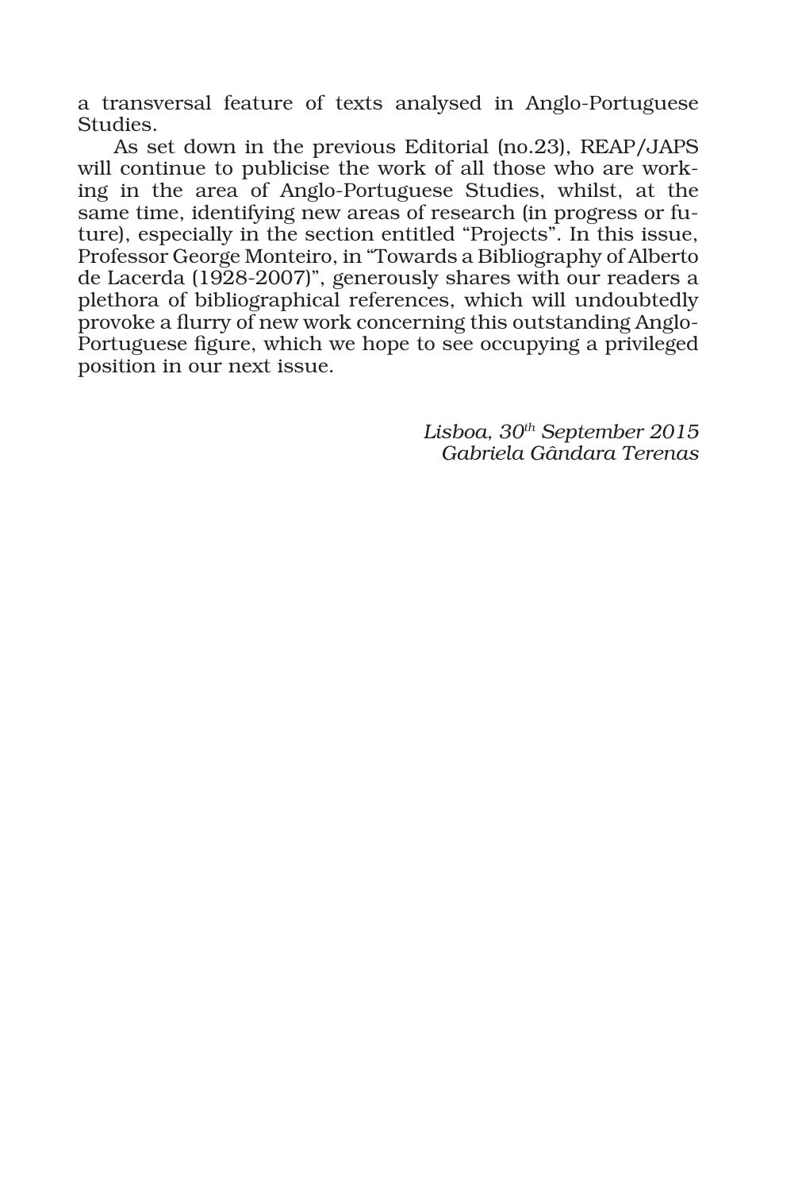a transversal feature of texts analysed in Anglo-Portuguese Studies.

As set down in the previous Editorial (no.23), REAP/JAPS will continue to publicise the work of all those who are working in the area of Anglo-Portuguese Studies, whilst, at the same time, identifying new areas of research (in progress or future), especially in the section entitled "Projects". In this issue, Professor George Monteiro, in "Towards a Bibliography of Alberto de Lacerda (1928-2007)", generously shares with our readers a plethora of bibliographical references, which will undoubtedly provoke a flurry of new work concerning this outstanding Anglo-Portuguese figure, which we hope to see occupying a privileged position in our next issue.

*Lisboa, 30th September 2015*
*Gabriela Gândara Terenas*